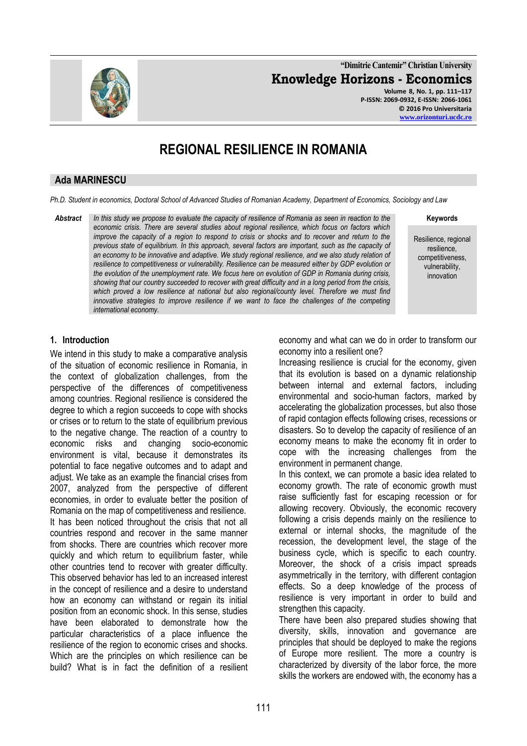"Dimitrie Cantemir" Christian University

**Knowledge Horizons - Economics**

Volume 8, No. 1, pp. 111–117
P-ISSN: 2069-0932, E-ISSN: 2066-1061
© 2016 Pro Universitaria
www.orizonturi.ucdc.ro

# REGIONAL RESILIENCE IN ROMANIA

## Ada MARINESCU

*Ph.D. Student in economics, Doctoral School of Advanced Studies of Romanian Academy, Department of Economics, Sociology and Law*

***Abstract*** *In this study we propose to evaluate the capacity of resilience of Romania as seen in reaction to the economic crisis. There are several studies about regional resilience, which focus on factors which improve the capacity of a region to respond to crisis or shocks and to recover and return to the previous state of equilibrium. In this approach, several factors are important, such as the capacity of an economy to be innovative and adaptive. We study regional resilience, and we also study relation of resilience to competitiveness or vulnerability. Resilience can be measured either by GDP evolution or the evolution of the unemployment rate. We focus here on evolution of GDP in Romania during crisis, showing that our country succeeded to recover with great difficulty and in a long period from the crisis, which proved a low resilience at national but also regional/county level. Therefore we must find innovative strategies to improve resilience if we want to face the challenges of the competing international economy.*

**Keywords**

Resilience, regional resilience, competitiveness, vulnerability, innovation

### 1. Introduction

We intend in this study to make a comparative analysis of the situation of economic resilience in Romania, in the context of globalization challenges, from the perspective of the differences of competitiveness among countries. Regional resilience is considered the degree to which a region succeeds to cope with shocks or crises or to return to the state of equilibrium previous to the negative change. The reaction of a country to economic risks and changing socio-economic environment is vital, because it demonstrates its potential to face negative outcomes and to adapt and adjust. We take as an example the financial crises from 2007, analyzed from the perspective of different economies, in order to evaluate better the position of Romania on the map of competitiveness and resilience.

It has been noticed throughout the crisis that not all countries respond and recover in the same manner from shocks. There are countries which recover more quickly and which return to equilibrium faster, while other countries tend to recover with greater difficulty. This observed behavior has led to an increased interest in the concept of resilience and a desire to understand how an economy can withstand or regain its initial position from an economic shock. In this sense, studies have been elaborated to demonstrate how the particular characteristics of a place influence the resilience of the region to economic crises and shocks. Which are the principles on which resilience can be build? What is in fact the definition of a resilient economy and what can we do in order to transform our economy into a resilient one?

Increasing resilience is crucial for the economy, given that its evolution is based on a dynamic relationship between internal and external factors, including environmental and socio-human factors, marked by accelerating the globalization processes, but also those of rapid contagion effects following crises, recessions or disasters. So to develop the capacity of resilience of an economy means to make the economy fit in order to cope with the increasing challenges from the environment in permanent change.

In this context, we can promote a basic idea related to economy growth. The rate of economic growth must raise sufficiently fast for escaping recession or for allowing recovery. Obviously, the economic recovery following a crisis depends mainly on the resilience to external or internal shocks, the magnitude of the recession, the development level, the stage of the business cycle, which is specific to each country. Moreover, the shock of a crisis impact spreads asymmetrically in the territory, with different contagion effects. So a deep knowledge of the process of resilience is very important in order to build and strengthen this capacity.

There have been also prepared studies showing that diversity, skills, innovation and governance are principles that should be deployed to make the regions of Europe more resilient. The more a country is characterized by diversity of the labor force, the more skills the workers are endowed with, the economy has a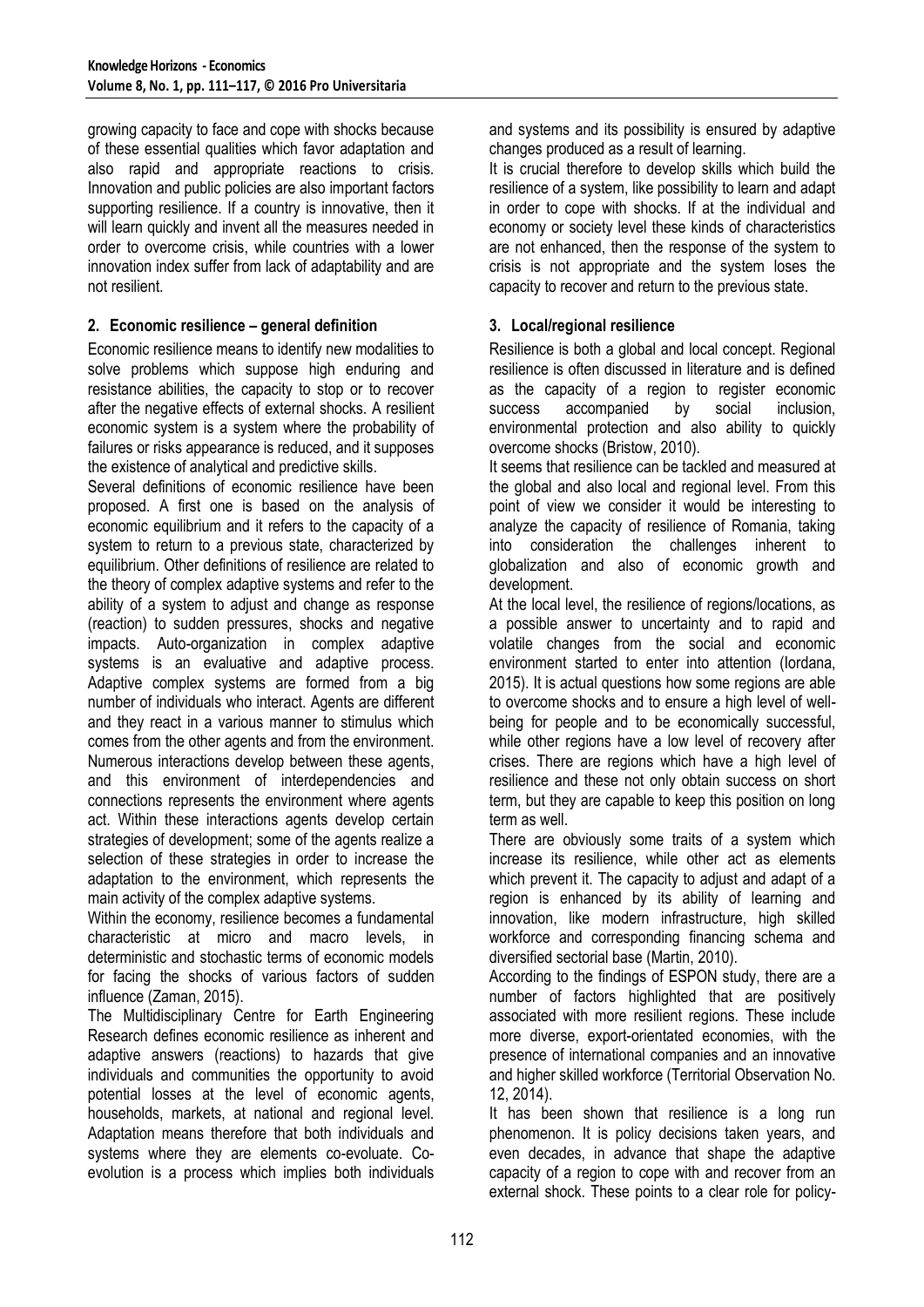growing capacity to face and cope with shocks because of these essential qualities which favor adaptation and also rapid and appropriate reactions to crisis. Innovation and public policies are also important factors supporting resilience. If a country is innovative, then it will learn quickly and invent all the measures needed in order to overcome crisis, while countries with a lower innovation index suffer from lack of adaptability and are not resilient.

## 2. Economic resilience – general definition

Economic resilience means to identify new modalities to solve problems which suppose high enduring and resistance abilities, the capacity to stop or to recover after the negative effects of external shocks. A resilient economic system is a system where the probability of failures or risks appearance is reduced, and it supposes the existence of analytical and predictive skills.

Several definitions of economic resilience have been proposed. A first one is based on the analysis of economic equilibrium and it refers to the capacity of a system to return to a previous state, characterized by equilibrium. Other definitions of resilience are related to the theory of complex adaptive systems and refer to the ability of a system to adjust and change as response (reaction) to sudden pressures, shocks and negative impacts. Auto-organization in complex adaptive systems is an evaluative and adaptive process. Adaptive complex systems are formed from a big number of individuals who interact. Agents are different and they react in a various manner to stimulus which comes from the other agents and from the environment. Numerous interactions develop between these agents, and this environment of interdependencies and connections represents the environment where agents act. Within these interactions agents develop certain strategies of development; some of the agents realize a selection of these strategies in order to increase the adaptation to the environment, which represents the main activity of the complex adaptive systems.

Within the economy, resilience becomes a fundamental characteristic at micro and macro levels, in deterministic and stochastic terms of economic models for facing the shocks of various factors of sudden influence (Zaman, 2015).

The Multidisciplinary Centre for Earth Engineering Research defines economic resilience as inherent and adaptive answers (reactions) to hazards that give individuals and communities the opportunity to avoid potential losses at the level of economic agents, households, markets, at national and regional level. Adaptation means therefore that both individuals and systems where they are elements co-evoluate. Co-evolution is a process which implies both individuals and systems and its possibility is ensured by adaptive changes produced as a result of learning.

It is crucial therefore to develop skills which build the resilience of a system, like possibility to learn and adapt in order to cope with shocks. If at the individual and economy or society level these kinds of characteristics are not enhanced, then the response of the system to crisis is not appropriate and the system loses the capacity to recover and return to the previous state.

## 3. Local/regional resilience

Resilience is both a global and local concept. Regional resilience is often discussed in literature and is defined as the capacity of a region to register economic success accompanied by social inclusion, environmental protection and also ability to quickly overcome shocks (Bristow, 2010).

It seems that resilience can be tackled and measured at the global and also local and regional level. From this point of view we consider it would be interesting to analyze the capacity of resilience of Romania, taking into consideration the challenges inherent to globalization and also of economic growth and development.

At the local level, the resilience of regions/locations, as a possible answer to uncertainty and to rapid and volatile changes from the social and economic environment started to enter into attention (Iordana, 2015). It is actual questions how some regions are able to overcome shocks and to ensure a high level of well-being for people and to be economically successful, while other regions have a low level of recovery after crises. There are regions which have a high level of resilience and these not only obtain success on short term, but they are capable to keep this position on long term as well.

There are obviously some traits of a system which increase its resilience, while other act as elements which prevent it. The capacity to adjust and adapt of a region is enhanced by its ability of learning and innovation, like modern infrastructure, high skilled workforce and corresponding financing schema and diversified sectorial base (Martin, 2010).

According to the findings of ESPON study, there are a number of factors highlighted that are positively associated with more resilient regions. These include more diverse, export-orientated economies, with the presence of international companies and an innovative and higher skilled workforce (Territorial Observation No. 12, 2014).

It has been shown that resilience is a long run phenomenon. It is policy decisions taken years, and even decades, in advance that shape the adaptive capacity of a region to cope with and recover from an external shock. These points to a clear role for policy-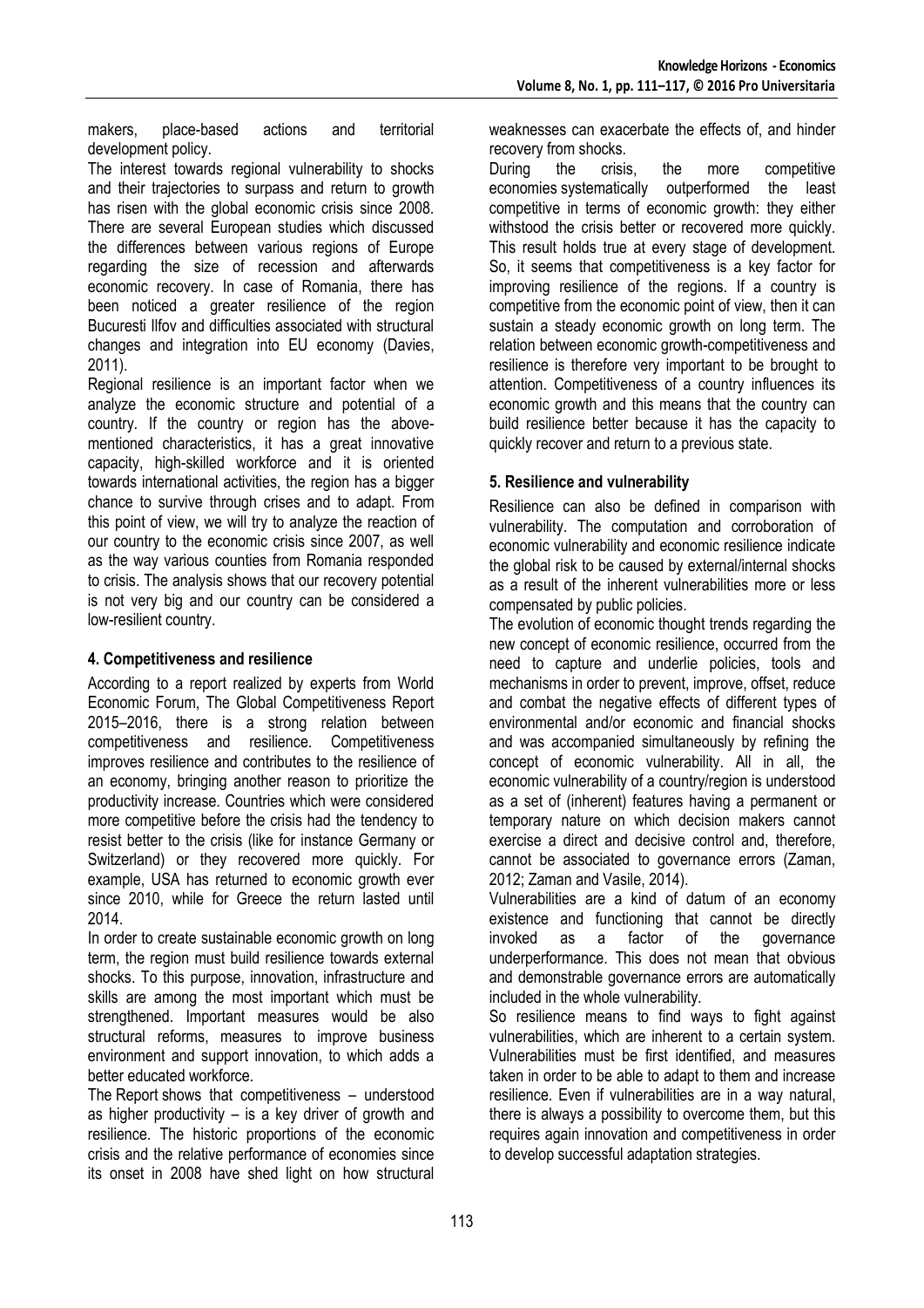makers, place-based actions and territorial development policy.

The interest towards regional vulnerability to shocks and their trajectories to surpass and return to growth has risen with the global economic crisis since 2008. There are several European studies which discussed the differences between various regions of Europe regarding the size of recession and afterwards economic recovery. In case of Romania, there has been noticed a greater resilience of the region Bucuresti Ilfov and difficulties associated with structural changes and integration into EU economy (Davies, 2011).

Regional resilience is an important factor when we analyze the economic structure and potential of a country. If the country or region has the above-mentioned characteristics, it has a great innovative capacity, high-skilled workforce and it is oriented towards international activities, the region has a bigger chance to survive through crises and to adapt. From this point of view, we will try to analyze the reaction of our country to the economic crisis since 2007, as well as the way various counties from Romania responded to crisis. The analysis shows that our recovery potential is not very big and our country can be considered a low-resilient country.

## 4. Competitiveness and resilience

According to a report realized by experts from World Economic Forum, The Global Competitiveness Report 2015–2016, there is a strong relation between competitiveness and resilience. Competitiveness improves resilience and contributes to the resilience of an economy, bringing another reason to prioritize the productivity increase. Countries which were considered more competitive before the crisis had the tendency to resist better to the crisis (like for instance Germany or Switzerland) or they recovered more quickly. For example, USA has returned to economic growth ever since 2010, while for Greece the return lasted until 2014.

In order to create sustainable economic growth on long term, the region must build resilience towards external shocks. To this purpose, innovation, infrastructure and skills are among the most important which must be strengthened. Important measures would be also structural reforms, measures to improve business environment and support innovation, to which adds a better educated workforce.

The Report shows that competitiveness – understood as higher productivity – is a key driver of growth and resilience. The historic proportions of the economic crisis and the relative performance of economies since its onset in 2008 have shed light on how structural weaknesses can exacerbate the effects of, and hinder recovery from shocks.

During the crisis, the more competitive economies systematically outperformed the least competitive in terms of economic growth: they either withstood the crisis better or recovered more quickly. This result holds true at every stage of development. So, it seems that competitiveness is a key factor for improving resilience of the regions. If a country is competitive from the economic point of view, then it can sustain a steady economic growth on long term. The relation between economic growth-competitiveness and resilience is therefore very important to be brought to attention. Competitiveness of a country influences its economic growth and this means that the country can build resilience better because it has the capacity to quickly recover and return to a previous state.

## 5. Resilience and vulnerability

Resilience can also be defined in comparison with vulnerability. The computation and corroboration of economic vulnerability and economic resilience indicate the global risk to be caused by external/internal shocks as a result of the inherent vulnerabilities more or less compensated by public policies.

The evolution of economic thought trends regarding the new concept of economic resilience, occurred from the need to capture and underlie policies, tools and mechanisms in order to prevent, improve, offset, reduce and combat the negative effects of different types of environmental and/or economic and financial shocks and was accompanied simultaneously by refining the concept of economic vulnerability. All in all, the economic vulnerability of a country/region is understood as a set of (inherent) features having a permanent or temporary nature on which decision makers cannot exercise a direct and decisive control and, therefore, cannot be associated to governance errors (Zaman, 2012; Zaman and Vasile, 2014).

Vulnerabilities are a kind of datum of an economy existence and functioning that cannot be directly invoked as a factor of the governance underperformance. This does not mean that obvious and demonstrable governance errors are automatically included in the whole vulnerability.

So resilience means to find ways to fight against vulnerabilities, which are inherent to a certain system. Vulnerabilities must be first identified, and measures taken in order to be able to adapt to them and increase resilience. Even if vulnerabilities are in a way natural, there is always a possibility to overcome them, but this requires again innovation and competitiveness in order to develop successful adaptation strategies.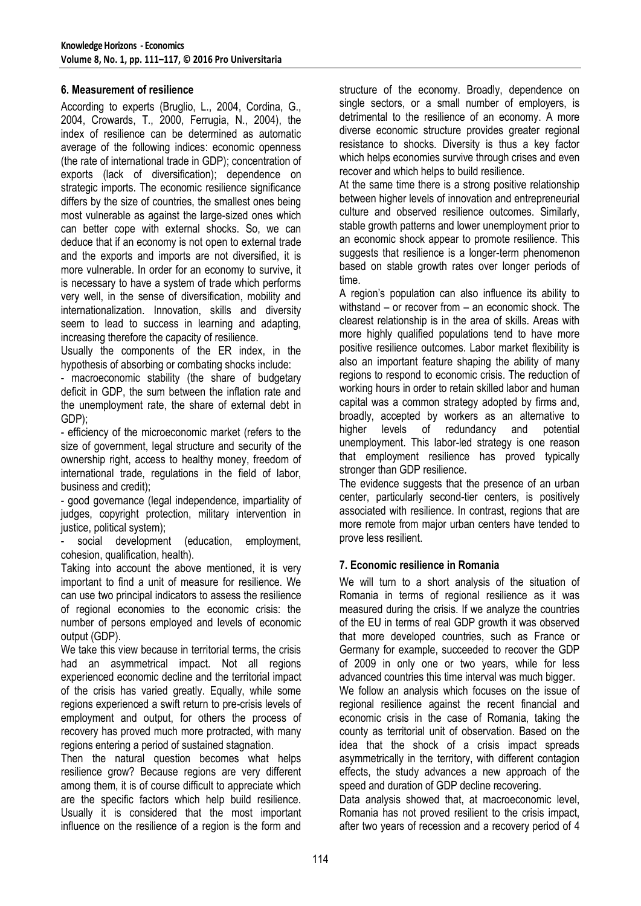## 6. Measurement of resilience

According to experts (Bruglio, L., 2004, Cordina, G., 2004, Crowards, T., 2000, Ferrugia, N., 2004), the index of resilience can be determined as automatic average of the following indices: economic openness (the rate of international trade in GDP); concentration of exports (lack of diversification); dependence on strategic imports. The economic resilience significance differs by the size of countries, the smallest ones being most vulnerable as against the large-sized ones which can better cope with external shocks. So, we can deduce that if an economy is not open to external trade and the exports and imports are not diversified, it is more vulnerable. In order for an economy to survive, it is necessary to have a system of trade which performs very well, in the sense of diversification, mobility and internationalization. Innovation, skills and diversity seem to lead to success in learning and adapting, increasing therefore the capacity of resilience.

Usually the components of the ER index, in the hypothesis of absorbing or combating shocks include:

- macroeconomic stability (the share of budgetary deficit in GDP, the sum between the inflation rate and the unemployment rate, the share of external debt in GDP);
- efficiency of the microeconomic market (refers to the size of government, legal structure and security of the ownership right, access to healthy money, freedom of international trade, regulations in the field of labor, business and credit);
- good governance (legal independence, impartiality of judges, copyright protection, military intervention in justice, political system);
- social development (education, employment, cohesion, qualification, health).

Taking into account the above mentioned, it is very important to find a unit of measure for resilience. We can use two principal indicators to assess the resilience of regional economies to the economic crisis: the number of persons employed and levels of economic output (GDP).

We take this view because in territorial terms, the crisis had an asymmetrical impact. Not all regions experienced economic decline and the territorial impact of the crisis has varied greatly. Equally, while some regions experienced a swift return to pre-crisis levels of employment and output, for others the process of recovery has proved much more protracted, with many regions entering a period of sustained stagnation.

Then the natural question becomes what helps resilience grow? Because regions are very different among them, it is of course difficult to appreciate which are the specific factors which help build resilience. Usually it is considered that the most important influence on the resilience of a region is the form and structure of the economy. Broadly, dependence on single sectors, or a small number of employers, is detrimental to the resilience of an economy. A more diverse economic structure provides greater regional resistance to shocks. Diversity is thus a key factor which helps economies survive through crises and even recover and which helps to build resilience.

At the same time there is a strong positive relationship between higher levels of innovation and entrepreneurial culture and observed resilience outcomes. Similarly, stable growth patterns and lower unemployment prior to an economic shock appear to promote resilience. This suggests that resilience is a longer-term phenomenon based on stable growth rates over longer periods of time.

A region's population can also influence its ability to withstand – or recover from – an economic shock. The clearest relationship is in the area of skills. Areas with more highly qualified populations tend to have more positive resilience outcomes. Labor market flexibility is also an important feature shaping the ability of many regions to respond to economic crisis. The reduction of working hours in order to retain skilled labor and human capital was a common strategy adopted by firms and, broadly, accepted by workers as an alternative to higher levels of redundancy and potential unemployment. This labor-led strategy is one reason that employment resilience has proved typically stronger than GDP resilience.

The evidence suggests that the presence of an urban center, particularly second-tier centers, is positively associated with resilience. In contrast, regions that are more remote from major urban centers have tended to prove less resilient.

## 7. Economic resilience in Romania

We will turn to a short analysis of the situation of Romania in terms of regional resilience as it was measured during the crisis. If we analyze the countries of the EU in terms of real GDP growth it was observed that more developed countries, such as France or Germany for example, succeeded to recover the GDP of 2009 in only one or two years, while for less advanced countries this time interval was much bigger.

We follow an analysis which focuses on the issue of regional resilience against the recent financial and economic crisis in the case of Romania, taking the county as territorial unit of observation. Based on the idea that the shock of a crisis impact spreads asymmetrically in the territory, with different contagion effects, the study advances a new approach of the speed and duration of GDP decline recovering.

Data analysis showed that, at macroeconomic level, Romania has not proved resilient to the crisis impact, after two years of recession and a recovery period of 4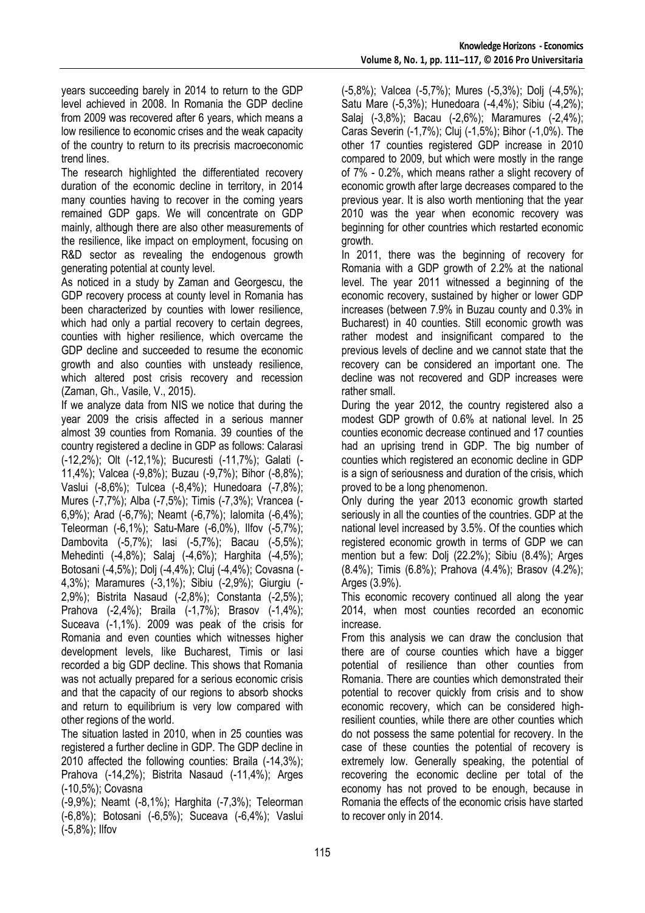years succeeding barely in 2014 to return to the GDP level achieved in 2008. In Romania the GDP decline from 2009 was recovered after 6 years, which means a low resilience to economic crises and the weak capacity of the country to return to its precrisis macroeconomic trend lines.

The research highlighted the differentiated recovery duration of the economic decline in territory, in 2014 many counties having to recover in the coming years remained GDP gaps. We will concentrate on GDP mainly, although there are also other measurements of the resilience, like impact on employment, focusing on R&D sector as revealing the endogenous growth generating potential at county level.

As noticed in a study by Zaman and Georgescu, the GDP recovery process at county level in Romania has been characterized by counties with lower resilience, which had only a partial recovery to certain degrees, counties with higher resilience, which overcame the GDP decline and succeeded to resume the economic growth and also counties with unsteady resilience, which altered post crisis recovery and recession (Zaman, Gh., Vasile, V., 2015).

If we analyze data from NIS we notice that during the year 2009 the crisis affected in a serious manner almost 39 counties from Romania. 39 counties of the country registered a decline in GDP as follows: Calarasi (-12,2%); Olt (-12,1%); Bucuresti (-11,7%); Galati (-11,4%); Valcea (-9,8%); Buzau (-9,7%); Bihor (-8,8%); Vaslui (-8,6%); Tulcea (-8,4%); Hunedoara (-7,8%); Mures (-7,7%); Alba (-7,5%); Timis (-7,3%); Vrancea (-6,9%); Arad (-6,7%); Neamt (-6,7%); Ialomita (-6,4%); Teleorman (-6,1%); Satu-Mare (-6,0%), Ilfov (-5,7%); Dambovita (-5,7%); Iasi (-5,7%); Bacau (-5,5%); Mehedinti (-4,8%); Salaj (-4,6%); Harghita (-4,5%); Botosani (-4,5%); Dolj (-4,4%); Cluj (-4,4%); Covasna (-4,3%); Maramures (-3,1%); Sibiu (-2,9%); Giurgiu (-2,9%); Bistrita Nasaud (-2,8%); Constanta (-2,5%); Prahova (-2,4%); Braila (-1,7%); Brasov (-1,4%); Suceava (-1,1%). 2009 was peak of the crisis for Romania and even counties which witnesses higher development levels, like Bucharest, Timis or Iasi recorded a big GDP decline. This shows that Romania was not actually prepared for a serious economic crisis and that the capacity of our regions to absorb shocks and return to equilibrium is very low compared with other regions of the world.

The situation lasted in 2010, when in 25 counties was registered a further decline in GDP. The GDP decline in 2010 affected the following counties: Braila (-14,3%); Prahova (-14,2%); Bistrita Nasaud (-11,4%); Arges (-10,5%); Covasna (-9,9%); Neamt (-8,1%); Harghita (-7,3%); Teleorman (-6,8%); Botosani (-6,5%); Suceava (-6,4%); Vaslui (-5,8%); Ilfov (-5,8%); Valcea (-5,7%); Mures (-5,3%); Dolj (-4,5%); Satu Mare (-5,3%); Hunedoara (-4,4%); Sibiu (-4,2%); Salaj (-3,8%); Bacau (-2,6%); Maramures (-2,4%); Caras Severin (-1,7%); Cluj (-1,5%); Bihor (-1,0%). The other 17 counties registered GDP increase in 2010 compared to 2009, but which were mostly in the range of 7% - 0.2%, which means rather a slight recovery of economic growth after large decreases compared to the previous year. It is also worth mentioning that the year 2010 was the year when economic recovery was beginning for other countries which restarted economic growth.

In 2011, there was the beginning of recovery for Romania with a GDP growth of 2.2% at the national level. The year 2011 witnessed a beginning of the economic recovery, sustained by higher or lower GDP increases (between 7.9% in Buzau county and 0.3% in Bucharest) in 40 counties. Still economic growth was rather modest and insignificant compared to the previous levels of decline and we cannot state that the recovery can be considered an important one. The decline was not recovered and GDP increases were rather small.

During the year 2012, the country registered also a modest GDP growth of 0.6% at national level. In 25 counties economic decrease continued and 17 counties had an uprising trend in GDP. The big number of counties which registered an economic decline in GDP is a sign of seriousness and duration of the crisis, which proved to be a long phenomenon.

Only during the year 2013 economic growth started seriously in all the counties of the countries. GDP at the national level increased by 3.5%. Of the counties which registered economic growth in terms of GDP we can mention but a few: Dolj (22.2%); Sibiu (8.4%); Arges (8.4%); Timis (6.8%); Prahova (4.4%); Brasov (4.2%); Arges (3.9%).

This economic recovery continued all along the year 2014, when most counties recorded an economic increase.

From this analysis we can draw the conclusion that there are of course counties which have a bigger potential of resilience than other counties from Romania. There are counties which demonstrated their potential to recover quickly from crisis and to show economic recovery, which can be considered high-resilient counties, while there are other counties which do not possess the same potential for recovery. In the case of these counties the potential of recovery is extremely low. Generally speaking, the potential of recovering the economic decline per total of the economy has not proved to be enough, because in Romania the effects of the economic crisis have started to recover only in 2014.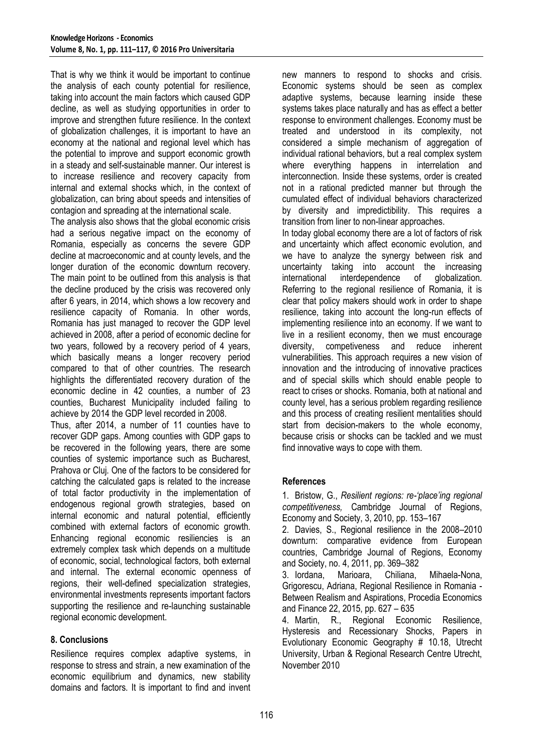That is why we think it would be important to continue the analysis of each county potential for resilience, taking into account the main factors which caused GDP decline, as well as studying opportunities in order to improve and strengthen future resilience. In the context of globalization challenges, it is important to have an economy at the national and regional level which has the potential to improve and support economic growth in a steady and self-sustainable manner. Our interest is to increase resilience and recovery capacity from internal and external shocks which, in the context of globalization, can bring about speeds and intensities of contagion and spreading at the international scale.

The analysis also shows that the global economic crisis had a serious negative impact on the economy of Romania, especially as concerns the severe GDP decline at macroeconomic and at county levels, and the longer duration of the economic downturn recovery. The main point to be outlined from this analysis is that the decline produced by the crisis was recovered only after 6 years, in 2014, which shows a low recovery and resilience capacity of Romania. In other words, Romania has just managed to recover the GDP level achieved in 2008, after a period of economic decline for two years, followed by a recovery period of 4 years, which basically means a longer recovery period compared to that of other countries. The research highlights the differentiated recovery duration of the economic decline in 42 counties, a number of 23 counties, Bucharest Municipality included failing to achieve by 2014 the GDP level recorded in 2008.

Thus, after 2014, a number of 11 counties have to recover GDP gaps. Among counties with GDP gaps to be recovered in the following years, there are some counties of systemic importance such as Bucharest, Prahova or Cluj. One of the factors to be considered for catching the calculated gaps is related to the increase of total factor productivity in the implementation of endogenous regional growth strategies, based on internal economic and natural potential, efficiently combined with external factors of economic growth. Enhancing regional economic resiliencies is an extremely complex task which depends on a multitude of economic, social, technological factors, both external and internal. The external economic openness of regions, their well-defined specialization strategies, environmental investments represents important factors supporting the resilience and re-launching sustainable regional economic development.

## 8. Conclusions

Resilience requires complex adaptive systems, in response to stress and strain, a new examination of the economic equilibrium and dynamics, new stability domains and factors. It is important to find and invent new manners to respond to shocks and crisis. Economic systems should be seen as complex adaptive systems, because learning inside these systems takes place naturally and has as effect a better response to environment challenges. Economy must be treated and understood in its complexity, not considered a simple mechanism of aggregation of individual rational behaviors, but a real complex system where everything happens in interrelation and interconnection. Inside these systems, order is created not in a rational predicted manner but through the cumulated effect of individual behaviors characterized by diversity and impredictibility. This requires a transition from liner to non-linear approaches.

In today global economy there are a lot of factors of risk and uncertainty which affect economic evolution, and we have to analyze the synergy between risk and uncertainty taking into account the increasing international interdependence of globalization. Referring to the regional resilience of Romania, it is clear that policy makers should work in order to shape resilience, taking into account the long-run effects of implementing resilience into an economy. If we want to live in a resilient economy, then we must encourage diversity, competiveness and reduce inherent vulnerabilities. This approach requires a new vision of innovation and the introducing of innovative practices and of special skills which should enable people to react to crises or shocks. Romania, both at national and county level, has a serious problem regarding resilience and this process of creating resilient mentalities should start from decision-makers to the whole economy, because crisis or shocks can be tackled and we must find innovative ways to cope with them.

## References

1. Bristow, G., *Resilient regions: re-'place'ing regional competitiveness,* Cambridge Journal of Regions, Economy and Society, 3, 2010, pp. 153–167
2. Davies, S., Regional resilience in the 2008–2010 downturn: comparative evidence from European countries, Cambridge Journal of Regions, Economy and Society, no. 4, 2011, pp. 369–382
3. Iordana, Marioara, Chiliana, Mihaela-Nona, Grigorescu, Adriana, Regional Resilience in Romania - Between Realism and Aspirations, Procedia Economics and Finance 22, 2015, pp. 627 – 635
4. Martin, R., Regional Economic Resilience, Hysteresis and Recessionary Shocks, Papers in Evolutionary Economic Geography # 10.18, Utrecht University, Urban & Regional Research Centre Utrecht, November 2010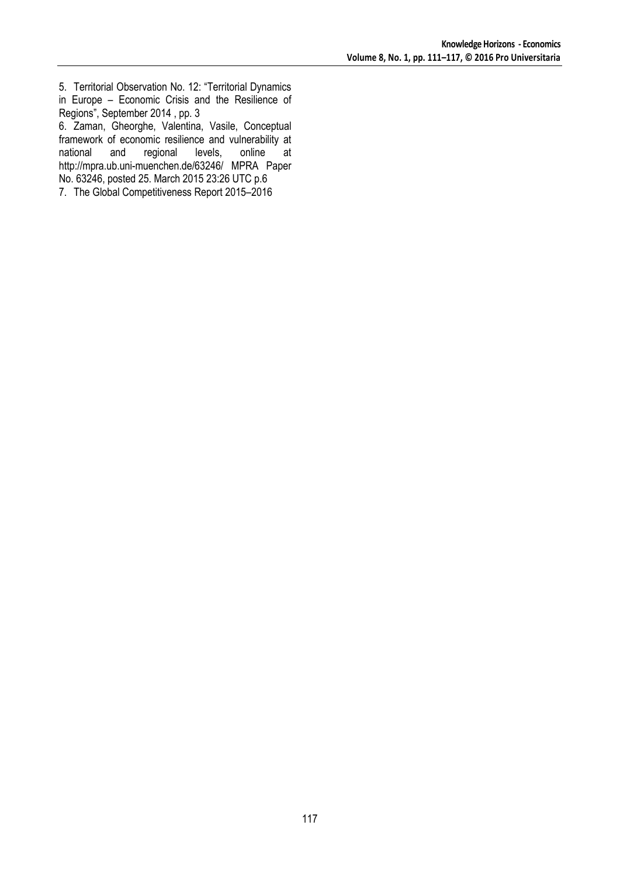5. Territorial Observation No. 12: "Territorial Dynamics in Europe – Economic Crisis and the Resilience of Regions", September 2014 , pp. 3

6. Zaman, Gheorghe, Valentina, Vasile, Conceptual framework of economic resilience and vulnerability at national and regional levels, online at http://mpra.ub.uni-muenchen.de/63246/ MPRA Paper No. 63246, posted 25. March 2015 23:26 UTC p.6

7. The Global Competitiveness Report 2015–2016